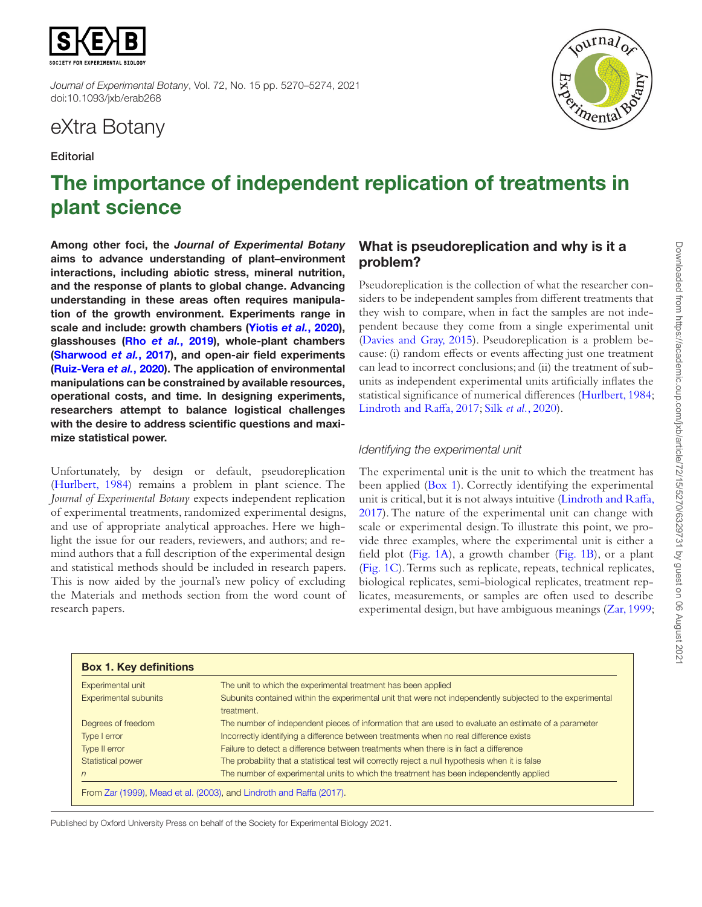eXtra Botany

Editorial

# The importance of independent replication of treatments in plant science

**Among other foci, the *Journal of Experimental Botany* aims to advance understanding of plant–environment interactions, including abiotic stress, mineral nutrition, and the response of plants to global change. Advancing understanding in these areas often requires manipulation of the growth environment. Experiments range in scale and include: growth chambers (Yiotis *et al.*, 2020), glasshouses (Rho *et al.*, 2019), whole-plant chambers (Sharwood *et al.*, 2017), and open-air field experiments (Ruiz-Vera *et al.*, 2020). The application of environmental manipulations can be constrained by available resources, operational costs, and time. In designing experiments, researchers attempt to balance logistical challenges with the desire to address scientific questions and maximize statistical power.**

Unfortunately, by design or default, pseudoreplication (Hurlbert, 1984) remains a problem in plant science. The *Journal of Experimental Botany* expects independent replication of experimental treatments, randomized experimental designs, and use of appropriate analytical approaches. Here we highlight the issue for our readers, reviewers, and authors; and remind authors that a full description of the experimental design and statistical methods should be included in research papers. This is now aided by the journal's new policy of excluding the Materials and methods section from the word count of research papers.

## What is pseudoreplication and why is it a problem?

Pseudoreplication is the collection of what the researcher considers to be independent samples from different treatments that they wish to compare, when in fact the samples are not independent because they come from a single experimental unit (Davies and Gray, 2015). Pseudoreplication is a problem because: (i) random effects or events affecting just one treatment can lead to incorrect conclusions; and (ii) the treatment of subunits as independent experimental units artificially inflates the statistical significance of numerical differences (Hurlbert, 1984; Lindroth and Raffa, 2017; Silk *et al.*, 2020).

### *Identifying the experimental unit*

The experimental unit is the unit to which the treatment has been applied (Box 1). Correctly identifying the experimental unit is critical, but it is not always intuitive (Lindroth and Raffa, 2017). The nature of the experimental unit can change with scale or experimental design. To illustrate this point, we provide three examples, where the experimental unit is either a field plot (Fig. 1A), a growth chamber (Fig. 1B), or a plant (Fig. 1C). Terms such as replicate, repeats, technical replicates, biological replicates, semi-biological replicates, treatment replicates, measurements, or samples are often used to describe experimental design, but have ambiguous meanings (Zar, 1999;

**Box 1. Key definitions**

| Term | Definition |
| --- | --- |
| Experimental unit | The unit to which the experimental treatment has been applied |
| Experimental subunits | Subunits contained within the experimental unit that were not independently subjected to the experimental treatment. |
| Degrees of freedom | The number of independent pieces of information that are used to evaluate an estimate of a parameter |
| Type I error | Incorrectly identifying a difference between treatments when no real difference exists |
| Type II error | Failure to detect a difference between treatments when there is in fact a difference |
| Statistical power | The probability that a statistical test will correctly reject a null hypothesis when it is false |
| *n* | The number of experimental units to which the treatment has been independently applied |

From Zar (1999), Mead et al. (2003), and Lindroth and Raffa (2017).

Published by Oxford University Press on behalf of the Society for Experimental Biology 2021.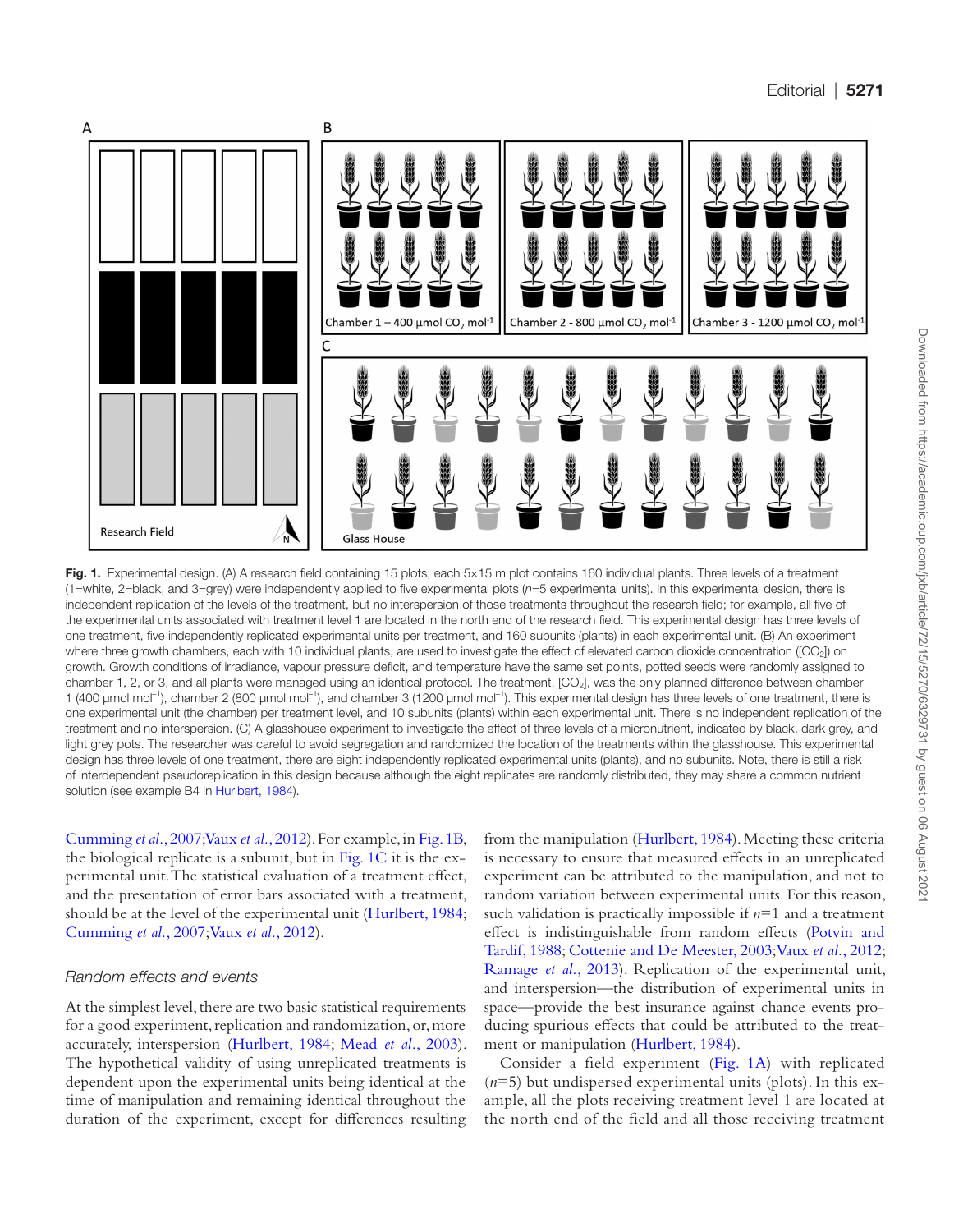**Fig. 1.** Experimental design. (A) A research field containing 15 plots; each 5×15 m plot contains 160 individual plants. Three levels of a treatment (1=white, 2=black, and 3=grey) were independently applied to five experimental plots (*n*=5 experimental units). In this experimental design, there is independent replication of the levels of the treatment, but no interspersion of those treatments throughout the research field; for example, all five of the experimental units associated with treatment level 1 are located in the north end of the research field. This experimental design has three levels of one treatment, five independently replicated experimental units per treatment, and 160 subunits (plants) in each experimental unit. (B) An experiment where three growth chambers, each with 10 individual plants, are used to investigate the effect of elevated carbon dioxide concentration ([$CO_2$]) on growth. Growth conditions of irradiance, vapour pressure deficit, and temperature have the same set points, potted seeds were randomly assigned to chamber 1, 2, or 3, and all plants were managed using an identical protocol. The treatment, [$CO_2$], was the only planned difference between chamber 1 (400 µmol mol$^{-1}$), chamber 2 (800 µmol mol$^{-1}$), and chamber 3 (1200 µmol mol$^{-1}$). This experimental design has three levels of one treatment, there is one experimental unit (the chamber) per treatment level, and 10 subunits (plants) within each experimental unit. There is no independent replication of the treatment and no interspersion. (C) A glasshouse experiment to investigate the effect of three levels of a micronutrient, indicated by black, dark grey, and light grey pots. The researcher was careful to avoid segregation and randomized the location of the treatments within the glasshouse. This experimental design has three levels of one treatment, there are eight independently replicated experimental units (plants), and no subunits. Note, there is still a risk of interdependent pseudoreplication in this design because although the eight replicates are randomly distributed, they may share a common nutrient solution (see example B4 in Hurlbert, 1984).

Cumming *et al.*, 2007; Vaux *et al.*, 2012). For example, in Fig. 1B, the biological replicate is a subunit, but in Fig. 1C it is the experimental unit. The statistical evaluation of a treatment effect, and the presentation of error bars associated with a treatment, should be at the level of the experimental unit (Hurlbert, 1984; Cumming *et al.*, 2007; Vaux *et al.*, 2012).

### *Random effects and events*

At the simplest level, there are two basic statistical requirements for a good experiment, replication and randomization, or, more accurately, interspersion (Hurlbert, 1984; Mead *et al.*, 2003). The hypothetical validity of using unreplicated treatments is dependent upon the experimental units being identical at the time of manipulation and remaining identical throughout the duration of the experiment, except for differences resulting from the manipulation (Hurlbert, 1984). Meeting these criteria is necessary to ensure that measured effects in an unreplicated experiment can be attributed to the manipulation, and not to random variation between experimental units. For this reason, such validation is practically impossible if *n*=1 and a treatment effect is indistinguishable from random effects (Potvin and Tardif, 1988; Cottenie and De Meester, 2003; Vaux *et al.*, 2012; Ramage *et al.*, 2013). Replication of the experimental unit, and interspersion—the distribution of experimental units in space—provide the best insurance against chance events producing spurious effects that could be attributed to the treatment or manipulation (Hurlbert, 1984).

Consider a field experiment (Fig. 1A) with replicated (*n*=5) but undispersed experimental units (plots). In this example, all the plots receiving treatment level 1 are located at the north end of the field and all those receiving treatment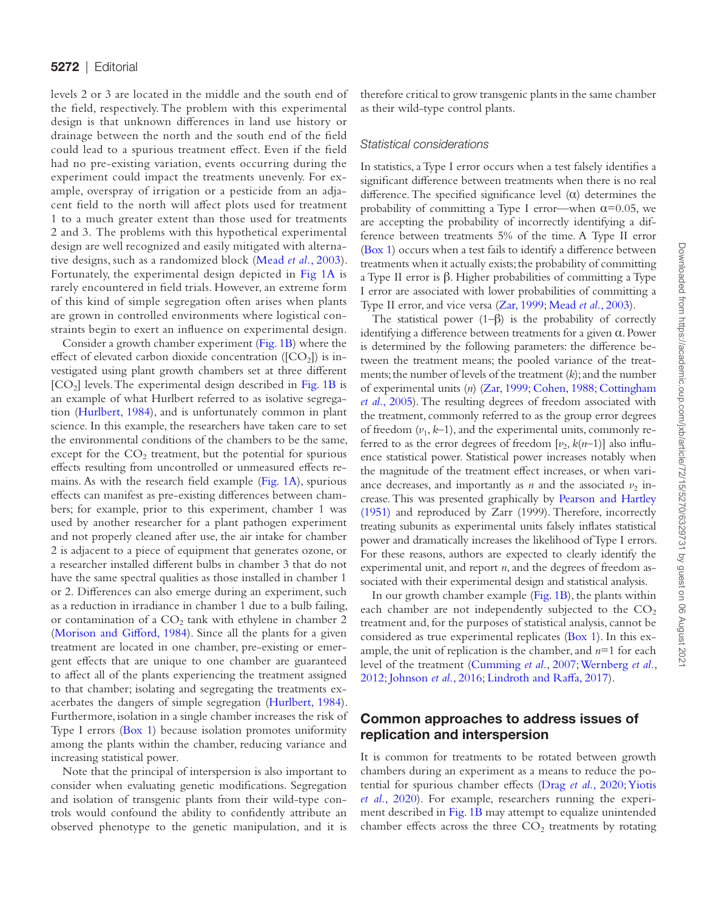levels 2 or 3 are located in the middle and the south end of the field, respectively. The problem with this experimental design is that unknown differences in land use history or drainage between the north and the south end of the field could lead to a spurious treatment effect. Even if the field had no pre-existing variation, events occurring during the experiment could impact the treatments unevenly. For example, overspray of irrigation or a pesticide from an adjacent field to the north will affect plots used for treatment 1 to a much greater extent than those used for treatments 2 and 3. The problems with this hypothetical experimental design are well recognized and easily mitigated with alternative designs, such as a randomized block (Mead *et al.*, 2003). Fortunately, the experimental design depicted in Fig 1A is rarely encountered in field trials. However, an extreme form of this kind of simple segregation often arises when plants are grown in controlled environments where logistical constraints begin to exert an influence on experimental design.

Consider a growth chamber experiment (Fig. 1B) where the effect of elevated carbon dioxide concentration ([$CO_2$]) is investigated using plant growth chambers set at three different [$CO_2$] levels. The experimental design described in Fig. 1B is an example of what Hurlbert referred to as isolative segregation (Hurlbert, 1984), and is unfortunately common in plant science. In this example, the researchers have taken care to set the environmental conditions of the chambers to be the same, except for the $CO_2$ treatment, but the potential for spurious effects resulting from uncontrolled or unmeasured effects remains. As with the research field example (Fig. 1A), spurious effects can manifest as pre-existing differences between chambers; for example, prior to this experiment, chamber 1 was used by another researcher for a plant pathogen experiment and not properly cleaned after use, the air intake for chamber 2 is adjacent to a piece of equipment that generates ozone, or a researcher installed different bulbs in chamber 3 that do not have the same spectral qualities as those installed in chamber 1 or 2. Differences can also emerge during an experiment, such as a reduction in irradiance in chamber 1 due to a bulb failing, or contamination of a $CO_2$ tank with ethylene in chamber 2 (Morison and Gifford, 1984). Since all the plants for a given treatment are located in one chamber, pre-existing or emergent effects that are unique to one chamber are guaranteed to affect all of the plants experiencing the treatment assigned to that chamber; isolating and segregating the treatments exacerbates the dangers of simple segregation (Hurlbert, 1984). Furthermore, isolation in a single chamber increases the risk of Type I errors (Box 1) because isolation promotes uniformity among the plants within the chamber, reducing variance and increasing statistical power.

Note that the principal of interspersion is also important to consider when evaluating genetic modifications. Segregation and isolation of transgenic plants from their wild-type controls would confound the ability to confidently attribute an observed phenotype to the genetic manipulation, and it is therefore critical to grow transgenic plants in the same chamber as their wild-type control plants.

### *Statistical considerations*

In statistics, a Type I error occurs when a test falsely identifies a significant difference between treatments when there is no real difference. The specified significance level ($\alpha$) determines the probability of committing a Type I error—when $\alpha$=0.05, we are accepting the probability of incorrectly identifying a difference between treatments 5% of the time. A Type II error (Box 1) occurs when a test fails to identify a difference between treatments when it actually exists; the probability of committing a Type II error is $\beta$. Higher probabilities of committing a Type I error are associated with lower probabilities of committing a Type II error, and vice versa (Zar, 1999; Mead *et al.*, 2003).

The statistical power ($1-\beta$) is the probability of correctly identifying a difference between treatments for a given $\alpha$. Power is determined by the following parameters: the difference between the treatment means; the pooled variance of the treatments; the number of levels of the treatment ($k$); and the number of experimental units ($n$) (Zar, 1999; Cohen, 1988; Cottingham *et al.*, 2005). The resulting degrees of freedom associated with the treatment, commonly referred to as the group error degrees of freedom ($\nu_1$, $k$–1), and the experimental units, commonly referred to as the error degrees of freedom [$\nu_2$, $k(n-1)$] also influence statistical power. Statistical power increases notably when the magnitude of the treatment effect increases, or when variance decreases, and importantly as $n$ and the associated $\nu_2$ increase. This was presented graphically by Pearson and Hartley (1951) and reproduced by Zarr (1999). Therefore, incorrectly treating subunits as experimental units falsely inflates statistical power and dramatically increases the likelihood of Type I errors. For these reasons, authors are expected to clearly identify the experimental unit, and report $n$, and the degrees of freedom associated with their experimental design and statistical analysis.

In our growth chamber example (Fig. 1B), the plants within each chamber are not independently subjected to the $CO_2$ treatment and, for the purposes of statistical analysis, cannot be considered as true experimental replicates (Box 1). In this example, the unit of replication is the chamber, and $n$=1 for each level of the treatment (Cumming *et al.*, 2007; Wernberg *et al.*, 2012; Johnson *et al.*, 2016; Lindroth and Raffa, 2017).

## Common approaches to address issues of replication and interspersion

It is common for treatments to be rotated between growth chambers during an experiment as a means to reduce the potential for spurious chamber effects (Drag *et al.*, 2020; Yiotis *et al.*, 2020). For example, researchers running the experiment described in Fig. 1B may attempt to equalize unintended chamber effects across the three $CO_2$ treatments by rotating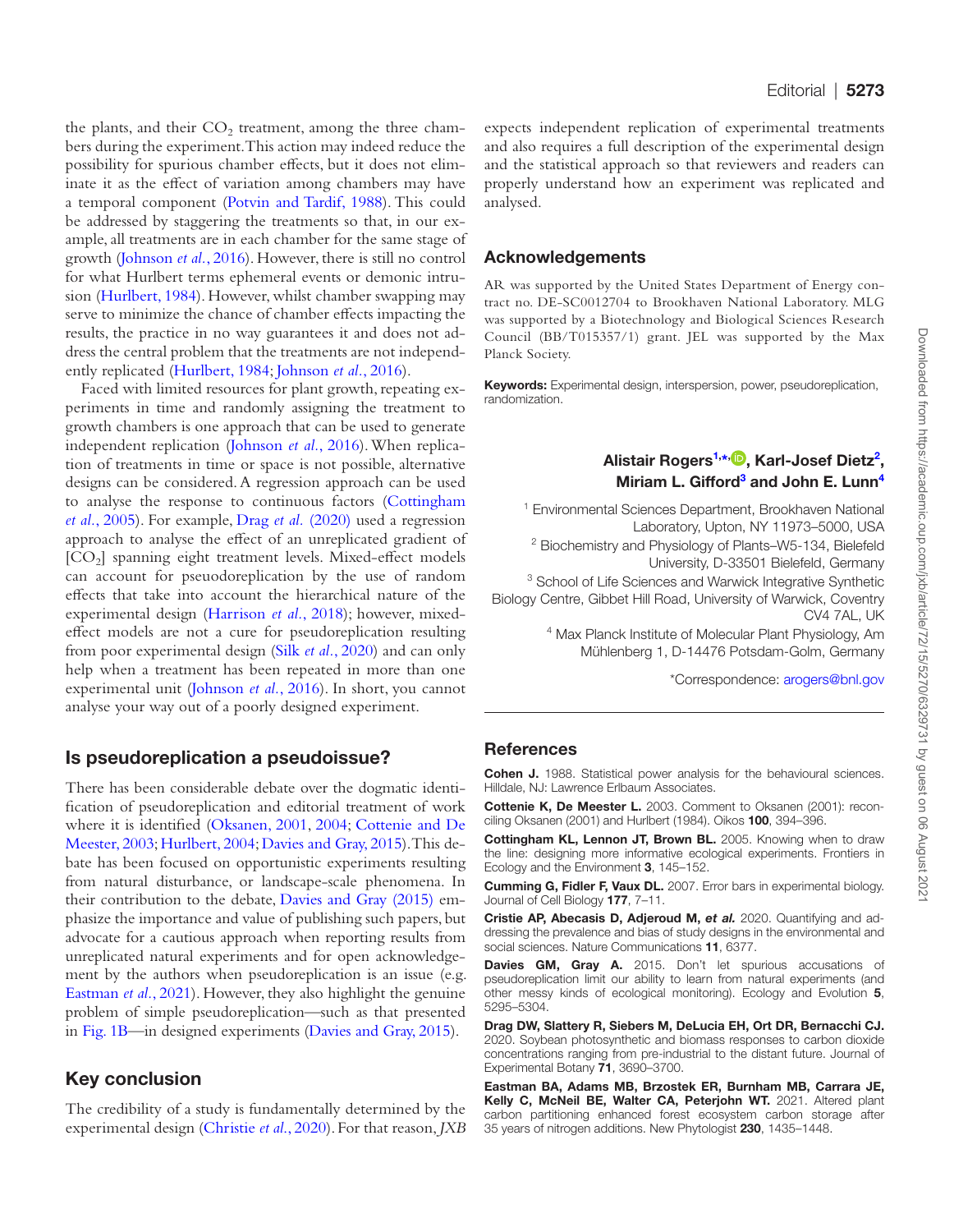the plants, and their $CO_2$ treatment, among the three chambers during the experiment. This action may indeed reduce the possibility for spurious chamber effects, but it does not eliminate it as the effect of variation among chambers may have a temporal component (Potvin and Tardif, 1988). This could be addressed by staggering the treatments so that, in our example, all treatments are in each chamber for the same stage of growth (Johnson *et al.*, 2016). However, there is still no control for what Hurlbert terms ephemeral events or demonic intrusion (Hurlbert, 1984). However, whilst chamber swapping may serve to minimize the chance of chamber effects impacting the results, the practice in no way guarantees it and does not address the central problem that the treatments are not independently replicated (Hurlbert, 1984; Johnson *et al.*, 2016).

Faced with limited resources for plant growth, repeating experiments in time and randomly assigning the treatment to growth chambers is one approach that can be used to generate independent replication (Johnson *et al.*, 2016). When replication of treatments in time or space is not possible, alternative designs can be considered. A regression approach can be used to analyse the response to continuous factors (Cottingham *et al.*, 2005). For example, Drag *et al.* (2020) used a regression approach to analyse the effect of an unreplicated gradient of [$CO_2$] spanning eight treatment levels. Mixed-effect models can account for pseudoreplication by the use of random effects that take into account the hierarchical nature of the experimental design (Harrison *et al.*, 2018); however, mixed-effect models are not a cure for pseudoreplication resulting from poor experimental design (Silk *et al.*, 2020) and can only help when a treatment has been repeated in more than one experimental unit (Johnson *et al.*, 2016). In short, you cannot analyse your way out of a poorly designed experiment.

## Is pseudoreplication a pseudoissue?

There has been considerable debate over the dogmatic identification of pseudoreplication and editorial treatment of work where it is identified (Oksanen, 2001, 2004; Cottenie and De Meester, 2003; Hurlbert, 2004; Davies and Gray, 2015). This debate has been focused on opportunistic experiments resulting from natural disturbance, or landscape-scale phenomena. In their contribution to the debate, Davies and Gray (2015) emphasize the importance and value of publishing such papers, but advocate for a cautious approach when reporting results from unreplicated natural experiments and for open acknowledgement by the authors when pseudoreplication is an issue (e.g. Eastman *et al.*, 2021). However, they also highlight the genuine problem of simple pseudoreplication—such as that presented in Fig. 1B—in designed experiments (Davies and Gray, 2015).

## Key conclusion

The credibility of a study is fundamentally determined by the experimental design (Christie *et al.*, 2020). For that reason, *JXB* expects independent replication of experimental treatments and also requires a full description of the experimental design and the statistical approach so that reviewers and readers can properly understand how an experiment was replicated and analysed.

## Acknowledgements

AR was supported by the United States Department of Energy contract no. DE-SC0012704 to Brookhaven National Laboratory. MLG was supported by a Biotechnology and Biological Sciences Research Council (BB/T015357/1) grant. JEL was supported by the Max Planck Society.

**Keywords:** Experimental design, interspersion, power, pseudoreplication, randomization.

**Alistair Rogers[1,*], Karl-Josef Dietz[2], Miriam L. Gifford[3] and John E. Lunn[4]**

[1] Environmental Sciences Department, Brookhaven National Laboratory, Upton, NY 11973–5000, USA

[2] Biochemistry and Physiology of Plants–W5-134, Bielefeld University, D-33501 Bielefeld, Germany

[3] School of Life Sciences and Warwick Integrative Synthetic Biology Centre, Gibbet Hill Road, University of Warwick, Coventry CV4 7AL, UK

[4] Max Planck Institute of Molecular Plant Physiology, Am Mühlenberg 1, D-14476 Potsdam-Golm, Germany

*Correspondence: arogers@bnl.gov

## References

**Cohen J.** 1988. Statistical power analysis for the behavioural sciences. Hilldale, NJ: Lawrence Erlbaum Associates.

**Cottenie K, De Meester L.** 2003. Comment to Oksanen (2001): reconciling Oksanen (2001) and Hurlbert (1984). Oikos **100**, 394–396.

**Cottingham KL, Lennon JT, Brown BL.** 2005. Knowing when to draw the line: designing more informative ecological experiments. Frontiers in Ecology and the Environment **3**, 145–152.

**Cumming G, Fidler F, Vaux DL.** 2007. Error bars in experimental biology. Journal of Cell Biology **177**, 7–11.

**Cristie AP, Abecasis D, Adjeroud M, *et al.*** 2020. Quantifying and addressing the prevalence and bias of study designs in the environmental and social sciences. Nature Communications **11**, 6377.

**Davies GM, Gray A.** 2015. Don't let spurious accusations of pseudoreplication limit our ability to learn from natural experiments (and other messy kinds of ecological monitoring). Ecology and Evolution **5**, 5295–5304.

**Drag DW, Slattery R, Siebers M, DeLucia EH, Ort DR, Bernacchi CJ.** 2020. Soybean photosynthetic and biomass responses to carbon dioxide concentrations ranging from pre-industrial to the distant future. Journal of Experimental Botany **71**, 3690–3700.

**Eastman BA, Adams MB, Brzostek ER, Burnham MB, Carrara JE, Kelly C, McNeil BE, Walter CA, Peterjohn WT.** 2021. Altered plant carbon partitioning enhanced forest ecosystem carbon storage after 35 years of nitrogen additions. New Phytologist **230**, 1435–1448.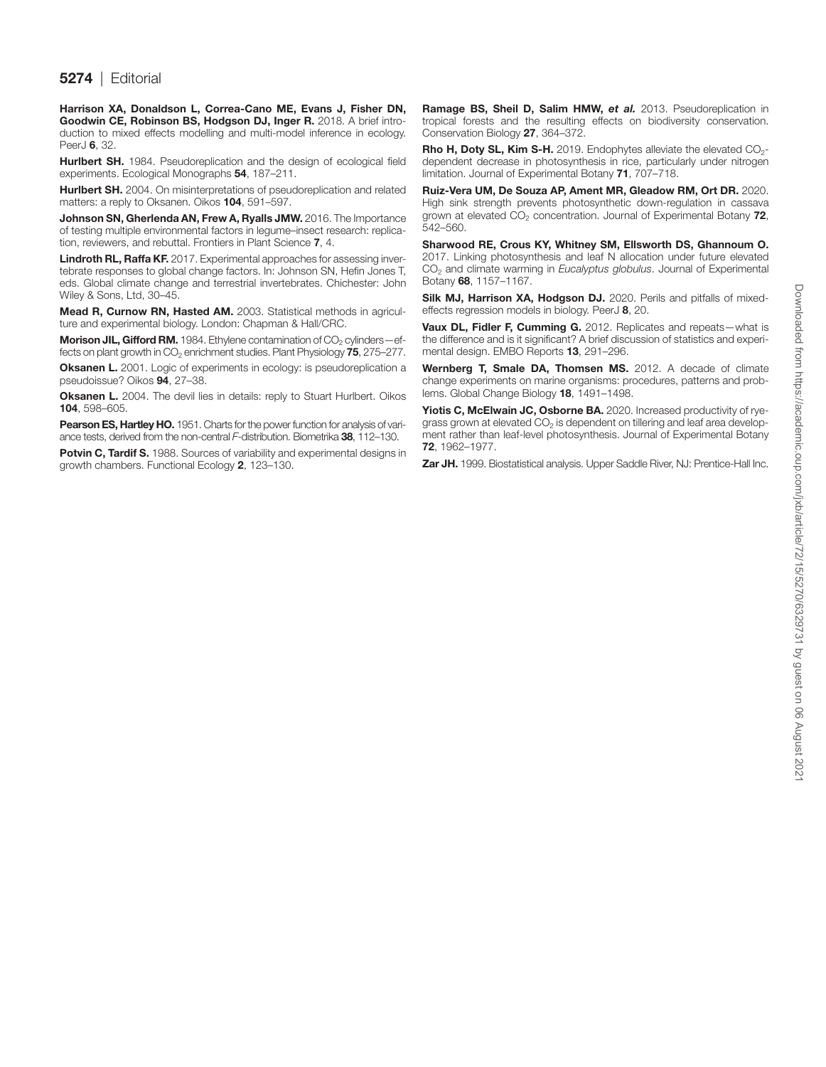**Harrison XA, Donaldson L, Correa-Cano ME, Evans J, Fisher DN, Goodwin CE, Robinson BS, Hodgson DJ, Inger R.** 2018. A brief introduction to mixed effects modelling and multi-model inference in ecology. PeerJ **6**, 32.

**Hurlbert SH.** 1984. Pseudoreplication and the design of ecological field experiments. Ecological Monographs **54**, 187–211.

**Hurlbert SH.** 2004. On misinterpretations of pseudoreplication and related matters: a reply to Oksanen. Oikos **104**, 591–597.

**Johnson SN, Gherlenda AN, Frew A, Ryalls JMW.** 2016. The Importance of testing multiple environmental factors in legume–insect research: replication, reviewers, and rebuttal. Frontiers in Plant Science **7**, 4.

**Lindroth RL, Raffa KF.** 2017. Experimental approaches for assessing invertebrate responses to global change factors. In: Johnson SN, Hefin Jones T, eds. Global climate change and terrestrial invertebrates. Chichester: John Wiley & Sons, Ltd, 30–45.

**Mead R, Curnow RN, Hasted AM.** 2003. Statistical methods in agriculture and experimental biology. London: Chapman & Hall/CRC.

**Morison JIL, Gifford RM.** 1984. Ethylene contamination of $CO_2$ cylinders—effects on plant growth in $CO_2$ enrichment studies. Plant Physiology **75**, 275–277.

**Oksanen L.** 2001. Logic of experiments in ecology: is pseudoreplication a pseudoissue? Oikos **94**, 27–38.

**Oksanen L.** 2004. The devil lies in details: reply to Stuart Hurlbert. Oikos **104**, 598–605.

**Pearson ES, Hartley HO.** 1951. Charts for the power function for analysis of variance tests, derived from the non-central *F*-distribution. Biometrika **38**, 112–130.

**Potvin C, Tardif S.** 1988. Sources of variability and experimental designs in growth chambers. Functional Ecology **2**, 123–130.

**Ramage BS, Sheil D, Salim HMW, *et al.*** 2013. Pseudoreplication in tropical forests and the resulting effects on biodiversity conservation. Conservation Biology **27**, 364–372.

**Rho H, Doty SL, Kim S-H.** 2019. Endophytes alleviate the elevated $CO_2$-dependent decrease in photosynthesis in rice, particularly under nitrogen limitation. Journal of Experimental Botany **71**, 707–718.

**Ruiz-Vera UM, De Souza AP, Ament MR, Gleadow RM, Ort DR.** 2020. High sink strength prevents photosynthetic down-regulation in cassava grown at elevated $CO_2$ concentration. Journal of Experimental Botany **72**, 542–560.

**Sharwood RE, Crous KY, Whitney SM, Ellsworth DS, Ghannoum O.** 2017. Linking photosynthesis and leaf N allocation under future elevated $CO_2$ and climate warming in *Eucalyptus globulus*. Journal of Experimental Botany **68**, 1157–1167.

**Silk MJ, Harrison XA, Hodgson DJ.** 2020. Perils and pitfalls of mixed-effects regression models in biology. PeerJ **8**, 20.

**Vaux DL, Fidler F, Cumming G.** 2012. Replicates and repeats—what is the difference and is it significant? A brief discussion of statistics and experimental design. EMBO Reports **13**, 291–296.

**Wernberg T, Smale DA, Thomsen MS.** 2012. A decade of climate change experiments on marine organisms: procedures, patterns and problems. Global Change Biology **18**, 1491–1498.

**Yiotis C, McElwain JC, Osborne BA.** 2020. Increased productivity of ryegrass grown at elevated $CO_2$ is dependent on tillering and leaf area development rather than leaf-level photosynthesis. Journal of Experimental Botany **72**, 1962–1977.

**Zar JH.** 1999. Biostatistical analysis. Upper Saddle River, NJ: Prentice-Hall Inc.